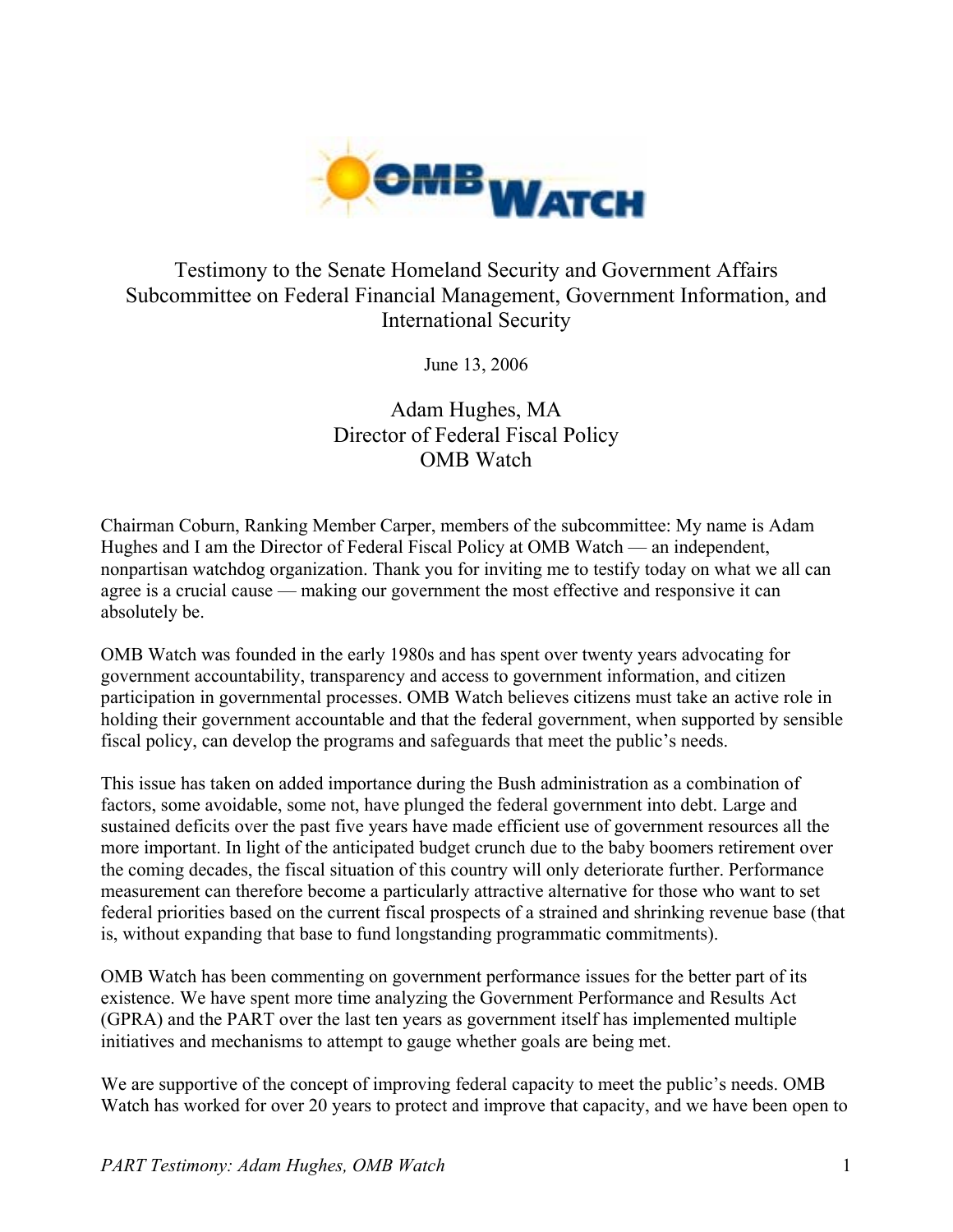OMB Watch

# Testimony to the Senate Homeland Security and Government Affairs Subcommittee on Federal Financial Management, Government Information, and International Security

June 13, 2006

Adam Hughes, MA
Director of Federal Fiscal Policy
OMB Watch

Chairman Coburn, Ranking Member Carper, members of the subcommittee: My name is Adam Hughes and I am the Director of Federal Fiscal Policy at OMB Watch — an independent, nonpartisan watchdog organization. Thank you for inviting me to testify today on what we all can agree is a crucial cause — making our government the most effective and responsive it can absolutely be.

OMB Watch was founded in the early 1980s and has spent over twenty years advocating for government accountability, transparency and access to government information, and citizen participation in governmental processes. OMB Watch believes citizens must take an active role in holding their government accountable and that the federal government, when supported by sensible fiscal policy, can develop the programs and safeguards that meet the public's needs.

This issue has taken on added importance during the Bush administration as a combination of factors, some avoidable, some not, have plunged the federal government into debt. Large and sustained deficits over the past five years have made efficient use of government resources all the more important. In light of the anticipated budget crunch due to the baby boomers retirement over the coming decades, the fiscal situation of this country will only deteriorate further. Performance measurement can therefore become a particularly attractive alternative for those who want to set federal priorities based on the current fiscal prospects of a strained and shrinking revenue base (that is, without expanding that base to fund longstanding programmatic commitments).

OMB Watch has been commenting on government performance issues for the better part of its existence. We have spent more time analyzing the Government Performance and Results Act (GPRA) and the PART over the last ten years as government itself has implemented multiple initiatives and mechanisms to attempt to gauge whether goals are being met.

We are supportive of the concept of improving federal capacity to meet the public's needs. OMB Watch has worked for over 20 years to protect and improve that capacity, and we have been open to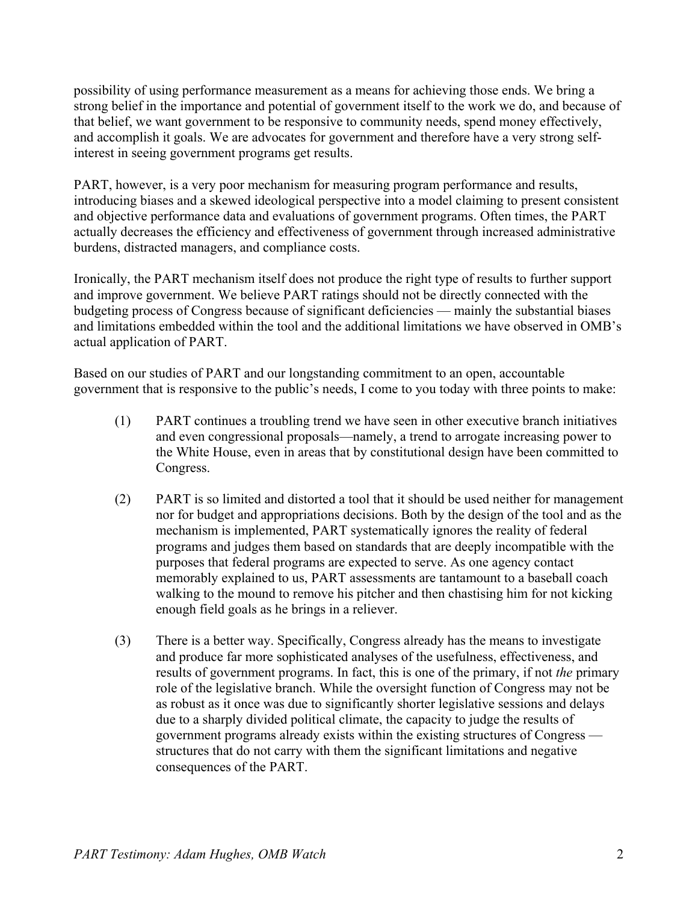possibility of using performance measurement as a means for achieving those ends. We bring a strong belief in the importance and potential of government itself to the work we do, and because of that belief, we want government to be responsive to community needs, spend money effectively, and accomplish it goals. We are advocates for government and therefore have a very strong self-interest in seeing government programs get results.

PART, however, is a very poor mechanism for measuring program performance and results, introducing biases and a skewed ideological perspective into a model claiming to present consistent and objective performance data and evaluations of government programs. Often times, the PART actually decreases the efficiency and effectiveness of government through increased administrative burdens, distracted managers, and compliance costs.

Ironically, the PART mechanism itself does not produce the right type of results to further support and improve government. We believe PART ratings should not be directly connected with the budgeting process of Congress because of significant deficiencies — mainly the substantial biases and limitations embedded within the tool and the additional limitations we have observed in OMB's actual application of PART.

Based on our studies of PART and our longstanding commitment to an open, accountable government that is responsive to the public's needs, I come to you today with three points to make:

(1) PART continues a troubling trend we have seen in other executive branch initiatives and even congressional proposals—namely, a trend to arrogate increasing power to the White House, even in areas that by constitutional design have been committed to Congress.

(2) PART is so limited and distorted a tool that it should be used neither for management nor for budget and appropriations decisions. Both by the design of the tool and as the mechanism is implemented, PART systematically ignores the reality of federal programs and judges them based on standards that are deeply incompatible with the purposes that federal programs are expected to serve. As one agency contact memorably explained to us, PART assessments are tantamount to a baseball coach walking to the mound to remove his pitcher and then chastising him for not kicking enough field goals as he brings in a reliever.

(3) There is a better way. Specifically, Congress already has the means to investigate and produce far more sophisticated analyses of the usefulness, effectiveness, and results of government programs. In fact, this is one of the primary, if not *the* primary role of the legislative branch. While the oversight function of Congress may not be as robust as it once was due to significantly shorter legislative sessions and delays due to a sharply divided political climate, the capacity to judge the results of government programs already exists within the existing structures of Congress — structures that do not carry with them the significant limitations and negative consequences of the PART.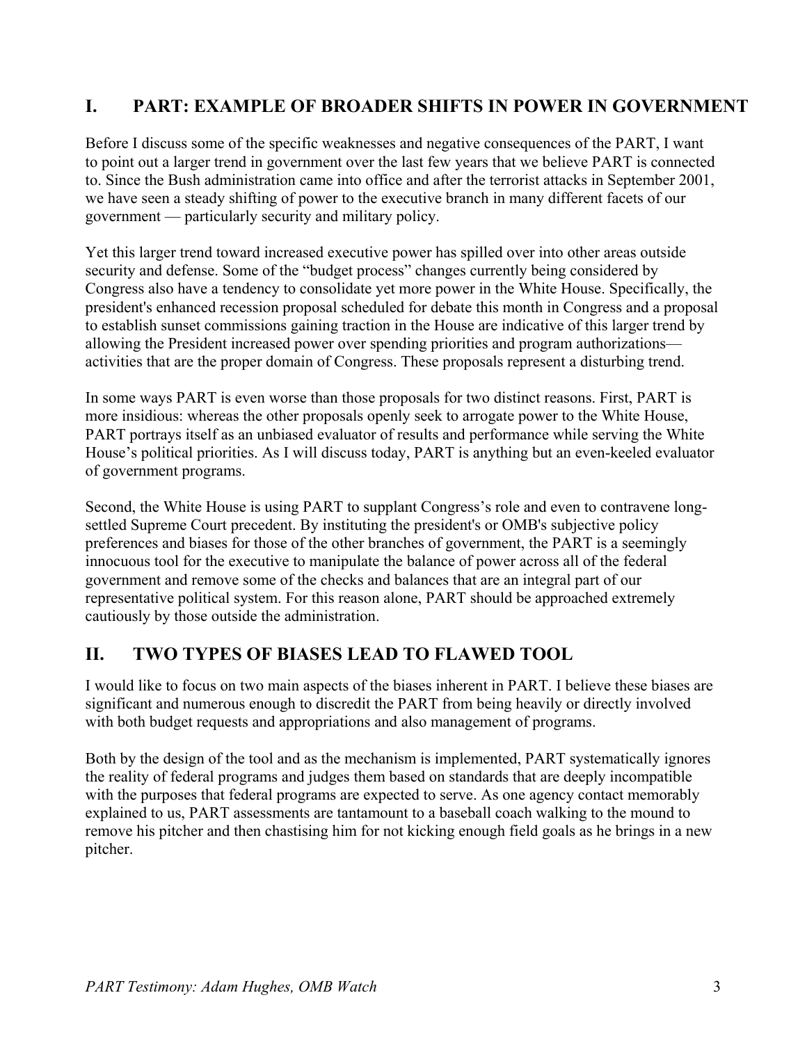## I. PART: EXAMPLE OF BROADER SHIFTS IN POWER IN GOVERNMENT

Before I discuss some of the specific weaknesses and negative consequences of the PART, I want to point out a larger trend in government over the last few years that we believe PART is connected to. Since the Bush administration came into office and after the terrorist attacks in September 2001, we have seen a steady shifting of power to the executive branch in many different facets of our government — particularly security and military policy.

Yet this larger trend toward increased executive power has spilled over into other areas outside security and defense. Some of the "budget process" changes currently being considered by Congress also have a tendency to consolidate yet more power in the White House. Specifically, the president's enhanced recession proposal scheduled for debate this month in Congress and a proposal to establish sunset commissions gaining traction in the House are indicative of this larger trend by allowing the President increased power over spending priorities and program authorizations—activities that are the proper domain of Congress. These proposals represent a disturbing trend.

In some ways PART is even worse than those proposals for two distinct reasons. First, PART is more insidious: whereas the other proposals openly seek to arrogate power to the White House, PART portrays itself as an unbiased evaluator of results and performance while serving the White House's political priorities. As I will discuss today, PART is anything but an even-keeled evaluator of government programs.

Second, the White House is using PART to supplant Congress's role and even to contravene long-settled Supreme Court precedent. By instituting the president's or OMB's subjective policy preferences and biases for those of the other branches of government, the PART is a seemingly innocuous tool for the executive to manipulate the balance of power across all of the federal government and remove some of the checks and balances that are an integral part of our representative political system. For this reason alone, PART should be approached extremely cautiously by those outside the administration.

## II. TWO TYPES OF BIASES LEAD TO FLAWED TOOL

I would like to focus on two main aspects of the biases inherent in PART. I believe these biases are significant and numerous enough to discredit the PART from being heavily or directly involved with both budget requests and appropriations and also management of programs.

Both by the design of the tool and as the mechanism is implemented, PART systematically ignores the reality of federal programs and judges them based on standards that are deeply incompatible with the purposes that federal programs are expected to serve. As one agency contact memorably explained to us, PART assessments are tantamount to a baseball coach walking to the mound to remove his pitcher and then chastising him for not kicking enough field goals as he brings in a new pitcher.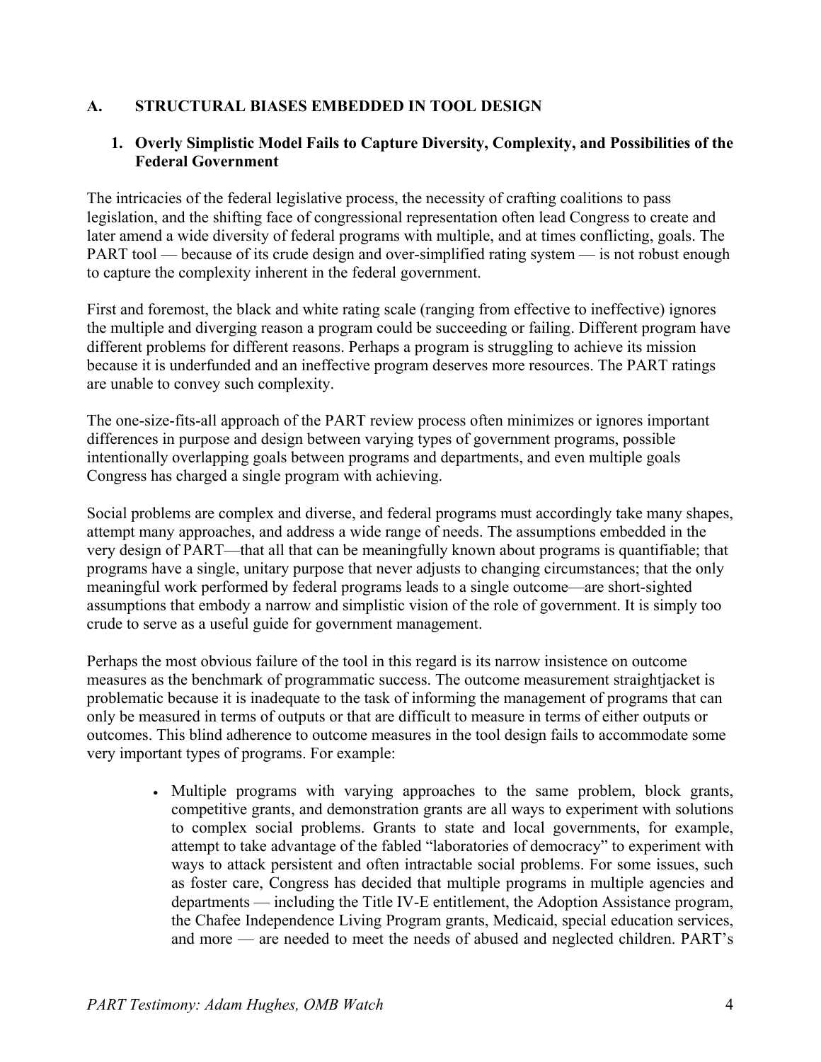## A. STRUCTURAL BIASES EMBEDDED IN TOOL DESIGN

### 1. Overly Simplistic Model Fails to Capture Diversity, Complexity, and Possibilities of the Federal Government

The intricacies of the federal legislative process, the necessity of crafting coalitions to pass legislation, and the shifting face of congressional representation often lead Congress to create and later amend a wide diversity of federal programs with multiple, and at times conflicting, goals. The PART tool — because of its crude design and over-simplified rating system — is not robust enough to capture the complexity inherent in the federal government.

First and foremost, the black and white rating scale (ranging from effective to ineffective) ignores the multiple and diverging reason a program could be succeeding or failing. Different program have different problems for different reasons. Perhaps a program is struggling to achieve its mission because it is underfunded and an ineffective program deserves more resources. The PART ratings are unable to convey such complexity.

The one-size-fits-all approach of the PART review process often minimizes or ignores important differences in purpose and design between varying types of government programs, possible intentionally overlapping goals between programs and departments, and even multiple goals Congress has charged a single program with achieving.

Social problems are complex and diverse, and federal programs must accordingly take many shapes, attempt many approaches, and address a wide range of needs. The assumptions embedded in the very design of PART—that all that can be meaningfully known about programs is quantifiable; that programs have a single, unitary purpose that never adjusts to changing circumstances; that the only meaningful work performed by federal programs leads to a single outcome—are short-sighted assumptions that embody a narrow and simplistic vision of the role of government. It is simply too crude to serve as a useful guide for government management.

Perhaps the most obvious failure of the tool in this regard is its narrow insistence on outcome measures as the benchmark of programmatic success. The outcome measurement straightjacket is problematic because it is inadequate to the task of informing the management of programs that can only be measured in terms of outputs or that are difficult to measure in terms of either outputs or outcomes. This blind adherence to outcome measures in the tool design fails to accommodate some very important types of programs. For example:

- Multiple programs with varying approaches to the same problem, block grants, competitive grants, and demonstration grants are all ways to experiment with solutions to complex social problems. Grants to state and local governments, for example, attempt to take advantage of the fabled "laboratories of democracy" to experiment with ways to attack persistent and often intractable social problems. For some issues, such as foster care, Congress has decided that multiple programs in multiple agencies and departments — including the Title IV-E entitlement, the Adoption Assistance program, the Chafee Independence Living Program grants, Medicaid, special education services, and more — are needed to meet the needs of abused and neglected children. PART's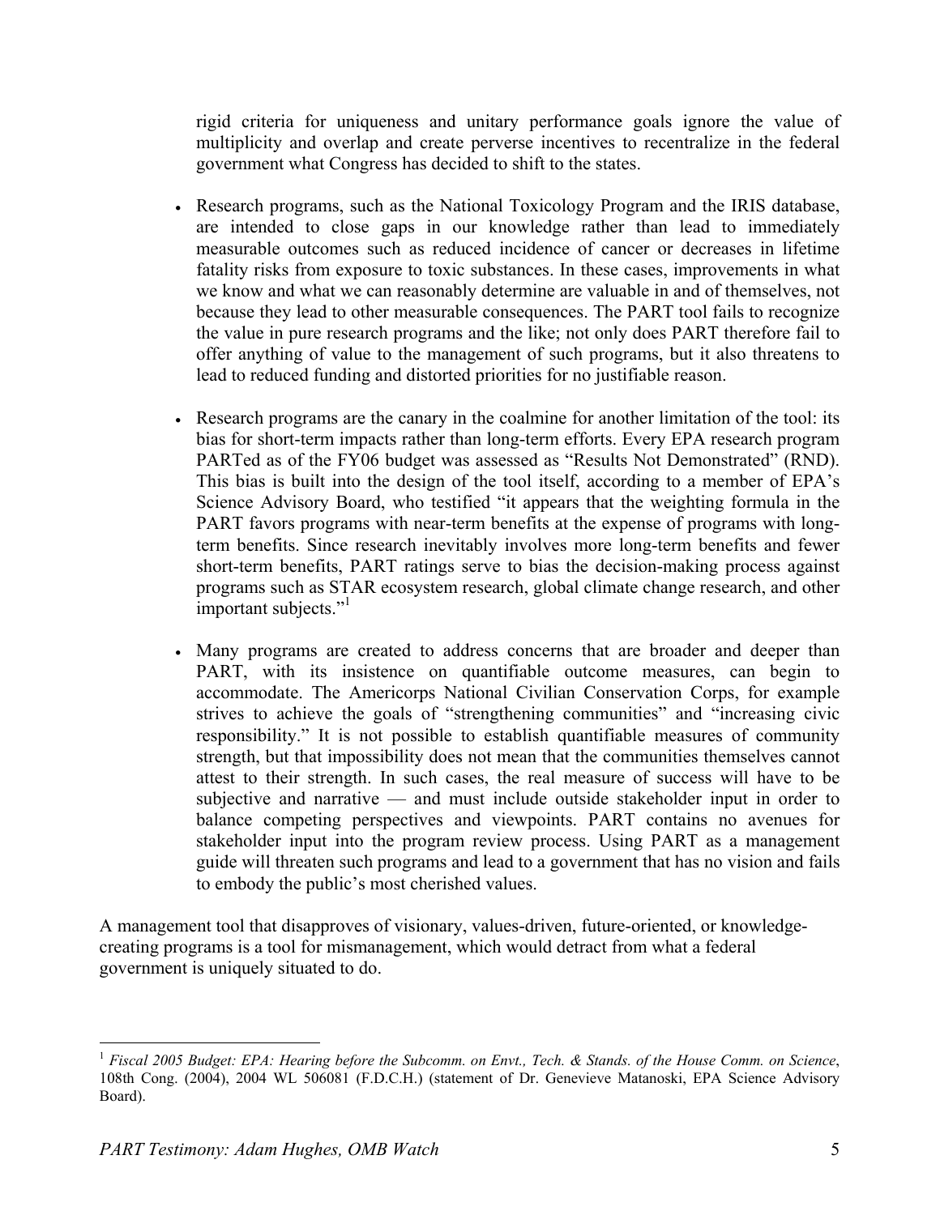rigid criteria for uniqueness and unitary performance goals ignore the value of multiplicity and overlap and create perverse incentives to recentralize in the federal government what Congress has decided to shift to the states.

- Research programs, such as the National Toxicology Program and the IRIS database, are intended to close gaps in our knowledge rather than lead to immediately measurable outcomes such as reduced incidence of cancer or decreases in lifetime fatality risks from exposure to toxic substances. In these cases, improvements in what we know and what we can reasonably determine are valuable in and of themselves, not because they lead to other measurable consequences. The PART tool fails to recognize the value in pure research programs and the like; not only does PART therefore fail to offer anything of value to the management of such programs, but it also threatens to lead to reduced funding and distorted priorities for no justifiable reason.

- Research programs are the canary in the coalmine for another limitation of the tool: its bias for short-term impacts rather than long-term efforts. Every EPA research program PARTed as of the FY06 budget was assessed as "Results Not Demonstrated" (RND). This bias is built into the design of the tool itself, according to a member of EPA's Science Advisory Board, who testified "it appears that the weighting formula in the PART favors programs with near-term benefits at the expense of programs with long-term benefits. Since research inevitably involves more long-term benefits and fewer short-term benefits, PART ratings serve to bias the decision-making process against programs such as STAR ecosystem research, global climate change research, and other important subjects."[1]

- Many programs are created to address concerns that are broader and deeper than PART, with its insistence on quantifiable outcome measures, can begin to accommodate. The Americorps National Civilian Conservation Corps, for example strives to achieve the goals of "strengthening communities" and "increasing civic responsibility." It is not possible to establish quantifiable measures of community strength, but that impossibility does not mean that the communities themselves cannot attest to their strength. In such cases, the real measure of success will have to be subjective and narrative — and must include outside stakeholder input in order to balance competing perspectives and viewpoints. PART contains no avenues for stakeholder input into the program review process. Using PART as a management guide will threaten such programs and lead to a government that has no vision and fails to embody the public's most cherished values.

A management tool that disapproves of visionary, values-driven, future-oriented, or knowledge-creating programs is a tool for mismanagement, which would detract from what a federal government is uniquely situated to do.

---

[1] *Fiscal 2005 Budget: EPA: Hearing before the Subcomm. on Envt., Tech. & Stands. of the House Comm. on Science*, 108th Cong. (2004), 2004 WL 506081 (F.D.C.H.) (statement of Dr. Genevieve Matanoski, EPA Science Advisory Board).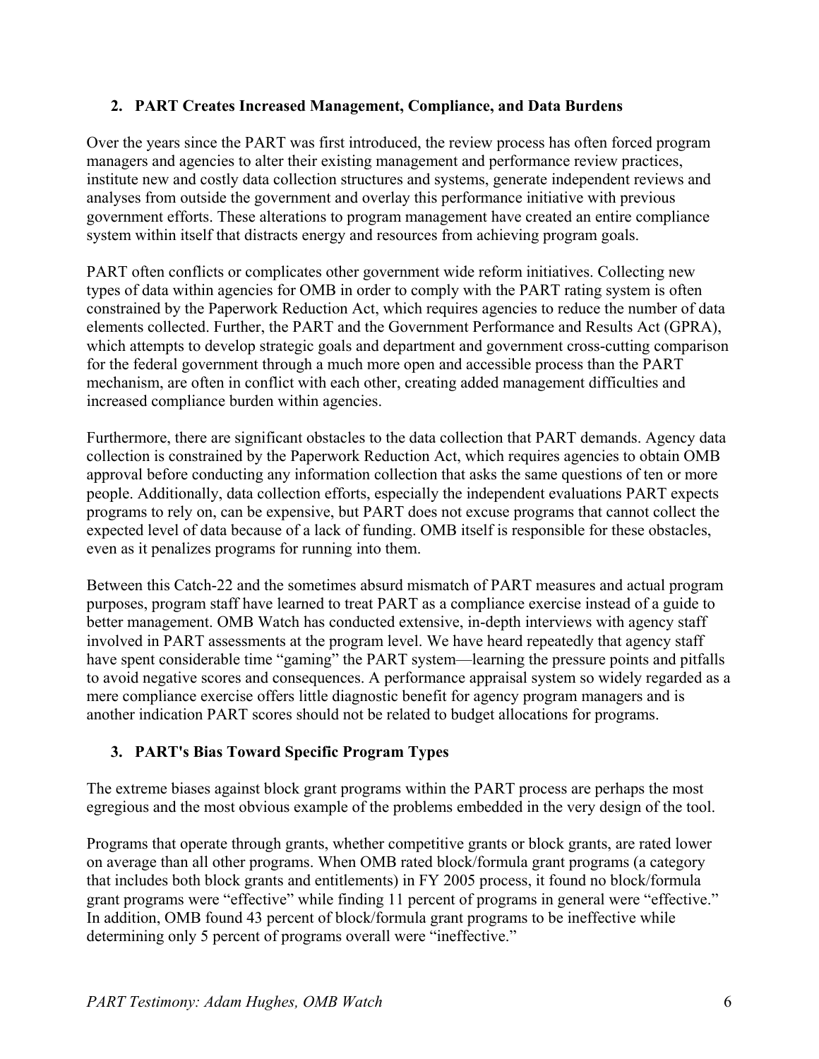### 2. PART Creates Increased Management, Compliance, and Data Burdens

Over the years since the PART was first introduced, the review process has often forced program managers and agencies to alter their existing management and performance review practices, institute new and costly data collection structures and systems, generate independent reviews and analyses from outside the government and overlay this performance initiative with previous government efforts. These alterations to program management have created an entire compliance system within itself that distracts energy and resources from achieving program goals.

PART often conflicts or complicates other government wide reform initiatives. Collecting new types of data within agencies for OMB in order to comply with the PART rating system is often constrained by the Paperwork Reduction Act, which requires agencies to reduce the number of data elements collected. Further, the PART and the Government Performance and Results Act (GPRA), which attempts to develop strategic goals and department and government cross-cutting comparison for the federal government through a much more open and accessible process than the PART mechanism, are often in conflict with each other, creating added management difficulties and increased compliance burden within agencies.

Furthermore, there are significant obstacles to the data collection that PART demands. Agency data collection is constrained by the Paperwork Reduction Act, which requires agencies to obtain OMB approval before conducting any information collection that asks the same questions of ten or more people. Additionally, data collection efforts, especially the independent evaluations PART expects programs to rely on, can be expensive, but PART does not excuse programs that cannot collect the expected level of data because of a lack of funding. OMB itself is responsible for these obstacles, even as it penalizes programs for running into them.

Between this Catch-22 and the sometimes absurd mismatch of PART measures and actual program purposes, program staff have learned to treat PART as a compliance exercise instead of a guide to better management. OMB Watch has conducted extensive, in-depth interviews with agency staff involved in PART assessments at the program level. We have heard repeatedly that agency staff have spent considerable time "gaming" the PART system—learning the pressure points and pitfalls to avoid negative scores and consequences. A performance appraisal system so widely regarded as a mere compliance exercise offers little diagnostic benefit for agency program managers and is another indication PART scores should not be related to budget allocations for programs.

### 3. PART's Bias Toward Specific Program Types

The extreme biases against block grant programs within the PART process are perhaps the most egregious and the most obvious example of the problems embedded in the very design of the tool.

Programs that operate through grants, whether competitive grants or block grants, are rated lower on average than all other programs. When OMB rated block/formula grant programs (a category that includes both block grants and entitlements) in FY 2005 process, it found no block/formula grant programs were "effective" while finding 11 percent of programs in general were "effective." In addition, OMB found 43 percent of block/formula grant programs to be ineffective while determining only 5 percent of programs overall were "ineffective."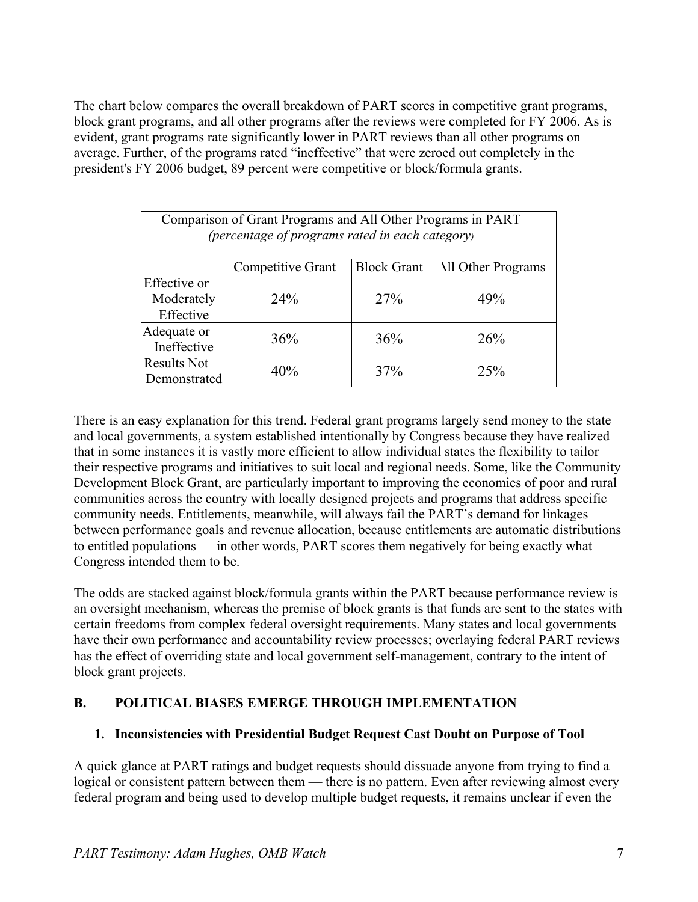The chart below compares the overall breakdown of PART scores in competitive grant programs, block grant programs, and all other programs after the reviews were completed for FY 2006. As is evident, grant programs rate significantly lower in PART reviews than all other programs on average. Further, of the programs rated "ineffective" that were zeroed out completely in the president's FY 2006 budget, 89 percent were competitive or block/formula grants.

| Comparison of Grant Programs and All Other Programs in PART *(percentage of programs rated in each category)* | | | |
|---|---|---|---|
| | Competitive Grant | Block Grant | All Other Programs |
| Effective or Moderately Effective | 24% | 27% | 49% |
| Adequate or Ineffective | 36% | 36% | 26% |
| Results Not Demonstrated | 40% | 37% | 25% |

There is an easy explanation for this trend. Federal grant programs largely send money to the state and local governments, a system established intentionally by Congress because they have realized that in some instances it is vastly more efficient to allow individual states the flexibility to tailor their respective programs and initiatives to suit local and regional needs. Some, like the Community Development Block Grant, are particularly important to improving the economies of poor and rural communities across the country with locally designed projects and programs that address specific community needs. Entitlements, meanwhile, will always fail the PART's demand for linkages between performance goals and revenue allocation, because entitlements are automatic distributions to entitled populations — in other words, PART scores them negatively for being exactly what Congress intended them to be.

The odds are stacked against block/formula grants within the PART because performance review is an oversight mechanism, whereas the premise of block grants is that funds are sent to the states with certain freedoms from complex federal oversight requirements. Many states and local governments have their own performance and accountability review processes; overlaying federal PART reviews has the effect of overriding state and local government self-management, contrary to the intent of block grant projects.

## B. POLITICAL BIASES EMERGE THROUGH IMPLEMENTATION

### 1. Inconsistencies with Presidential Budget Request Cast Doubt on Purpose of Tool

A quick glance at PART ratings and budget requests should dissuade anyone from trying to find a logical or consistent pattern between them — there is no pattern. Even after reviewing almost every federal program and being used to develop multiple budget requests, it remains unclear if even the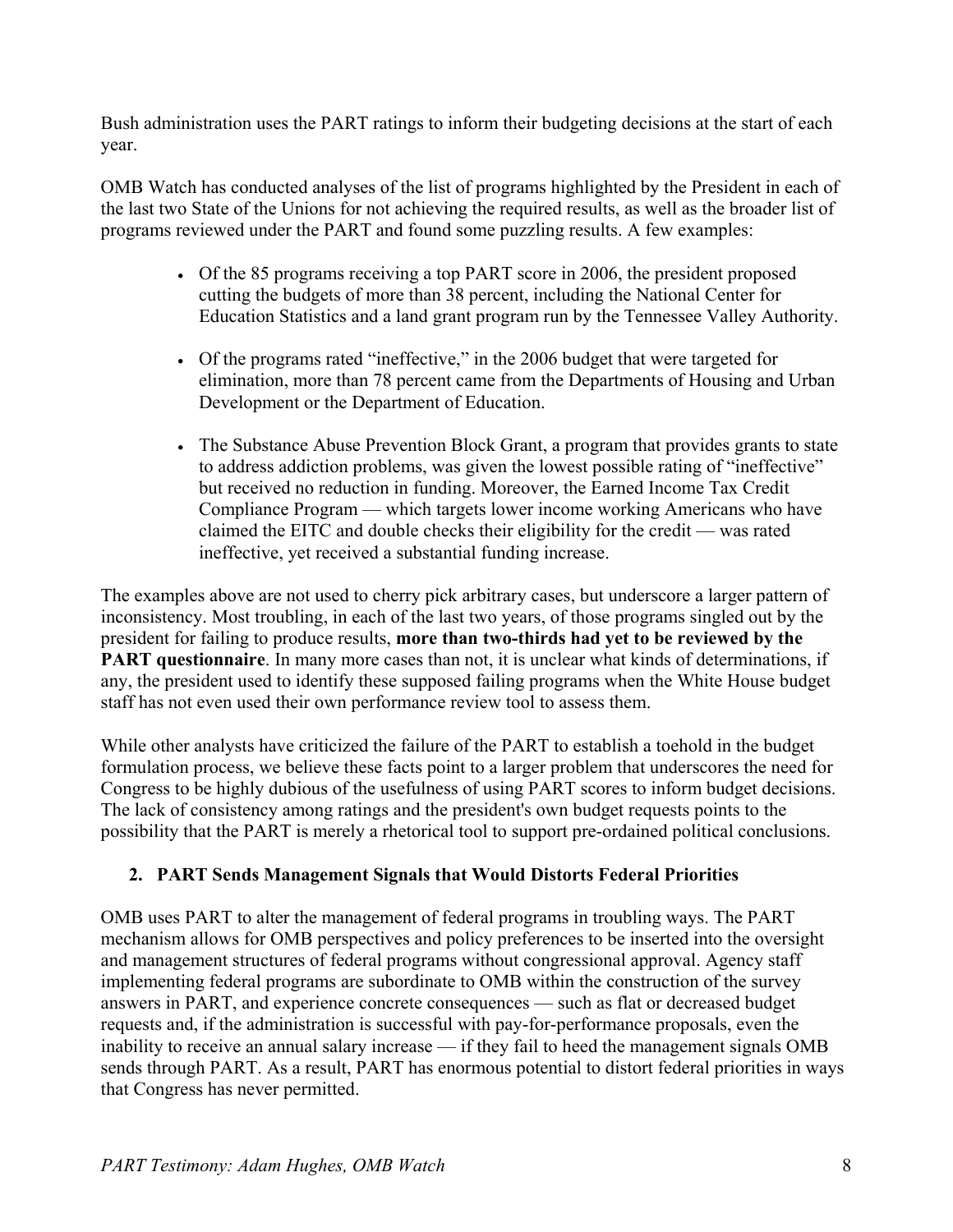Bush administration uses the PART ratings to inform their budgeting decisions at the start of each year.

OMB Watch has conducted analyses of the list of programs highlighted by the President in each of the last two State of the Unions for not achieving the required results, as well as the broader list of programs reviewed under the PART and found some puzzling results. A few examples:

- Of the 85 programs receiving a top PART score in 2006, the president proposed cutting the budgets of more than 38 percent, including the National Center for Education Statistics and a land grant program run by the Tennessee Valley Authority.
- Of the programs rated "ineffective," in the 2006 budget that were targeted for elimination, more than 78 percent came from the Departments of Housing and Urban Development or the Department of Education.
- The Substance Abuse Prevention Block Grant, a program that provides grants to state to address addiction problems, was given the lowest possible rating of "ineffective" but received no reduction in funding. Moreover, the Earned Income Tax Credit Compliance Program — which targets lower income working Americans who have claimed the EITC and double checks their eligibility for the credit — was rated ineffective, yet received a substantial funding increase.

The examples above are not used to cherry pick arbitrary cases, but underscore a larger pattern of inconsistency. Most troubling, in each of the last two years, of those programs singled out by the president for failing to produce results, **more than two-thirds had yet to be reviewed by the PART questionnaire**. In many more cases than not, it is unclear what kinds of determinations, if any, the president used to identify these supposed failing programs when the White House budget staff has not even used their own performance review tool to assess them.

While other analysts have criticized the failure of the PART to establish a toehold in the budget formulation process, we believe these facts point to a larger problem that underscores the need for Congress to be highly dubious of the usefulness of using PART scores to inform budget decisions. The lack of consistency among ratings and the president's own budget requests points to the possibility that the PART is merely a rhetorical tool to support pre-ordained political conclusions.

## 2. PART Sends Management Signals that Would Distorts Federal Priorities

OMB uses PART to alter the management of federal programs in troubling ways. The PART mechanism allows for OMB perspectives and policy preferences to be inserted into the oversight and management structures of federal programs without congressional approval. Agency staff implementing federal programs are subordinate to OMB within the construction of the survey answers in PART, and experience concrete consequences — such as flat or decreased budget requests and, if the administration is successful with pay-for-performance proposals, even the inability to receive an annual salary increase — if they fail to heed the management signals OMB sends through PART. As a result, PART has enormous potential to distort federal priorities in ways that Congress has never permitted.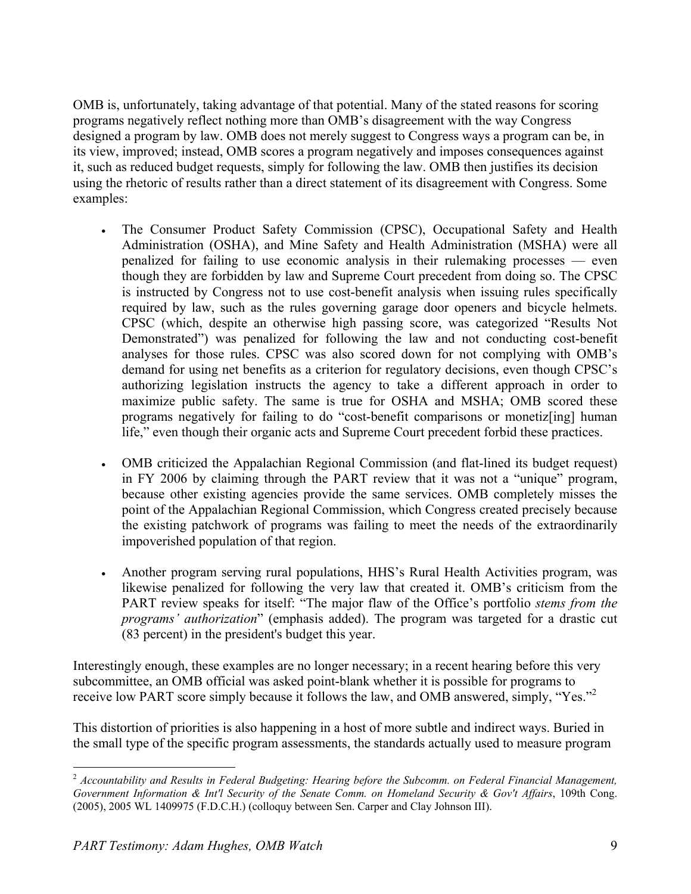OMB is, unfortunately, taking advantage of that potential. Many of the stated reasons for scoring programs negatively reflect nothing more than OMB's disagreement with the way Congress designed a program by law. OMB does not merely suggest to Congress ways a program can be, in its view, improved; instead, OMB scores a program negatively and imposes consequences against it, such as reduced budget requests, simply for following the law. OMB then justifies its decision using the rhetoric of results rather than a direct statement of its disagreement with Congress. Some examples:

- The Consumer Product Safety Commission (CPSC), Occupational Safety and Health Administration (OSHA), and Mine Safety and Health Administration (MSHA) were all penalized for failing to use economic analysis in their rulemaking processes — even though they are forbidden by law and Supreme Court precedent from doing so. The CPSC is instructed by Congress not to use cost-benefit analysis when issuing rules specifically required by law, such as the rules governing garage door openers and bicycle helmets. CPSC (which, despite an otherwise high passing score, was categorized "Results Not Demonstrated") was penalized for following the law and not conducting cost-benefit analyses for those rules. CPSC was also scored down for not complying with OMB's demand for using net benefits as a criterion for regulatory decisions, even though CPSC's authorizing legislation instructs the agency to take a different approach in order to maximize public safety. The same is true for OSHA and MSHA; OMB scored these programs negatively for failing to do "cost-benefit comparisons or monetiz[ing] human life," even though their organic acts and Supreme Court precedent forbid these practices.

- OMB criticized the Appalachian Regional Commission (and flat-lined its budget request) in FY 2006 by claiming through the PART review that it was not a "unique" program, because other existing agencies provide the same services. OMB completely misses the point of the Appalachian Regional Commission, which Congress created precisely because the existing patchwork of programs was failing to meet the needs of the extraordinarily impoverished population of that region.

- Another program serving rural populations, HHS's Rural Health Activities program, was likewise penalized for following the very law that created it. OMB's criticism from the PART review speaks for itself: "The major flaw of the Office's portfolio *stems from the programs' authorization*" (emphasis added). The program was targeted for a drastic cut (83 percent) in the president's budget this year.

Interestingly enough, these examples are no longer necessary; in a recent hearing before this very subcommittee, an OMB official was asked point-blank whether it is possible for programs to receive low PART score simply because it follows the law, and OMB answered, simply, "Yes."[2]

This distortion of priorities is also happening in a host of more subtle and indirect ways. Buried in the small type of the specific program assessments, the standards actually used to measure program

---

[2] *Accountability and Results in Federal Budgeting: Hearing before the Subcomm. on Federal Financial Management, Government Information & Int'l Security of the Senate Comm. on Homeland Security & Gov't Affairs*, 109th Cong. (2005), 2005 WL 1409975 (F.D.C.H.) (colloquy between Sen. Carper and Clay Johnson III).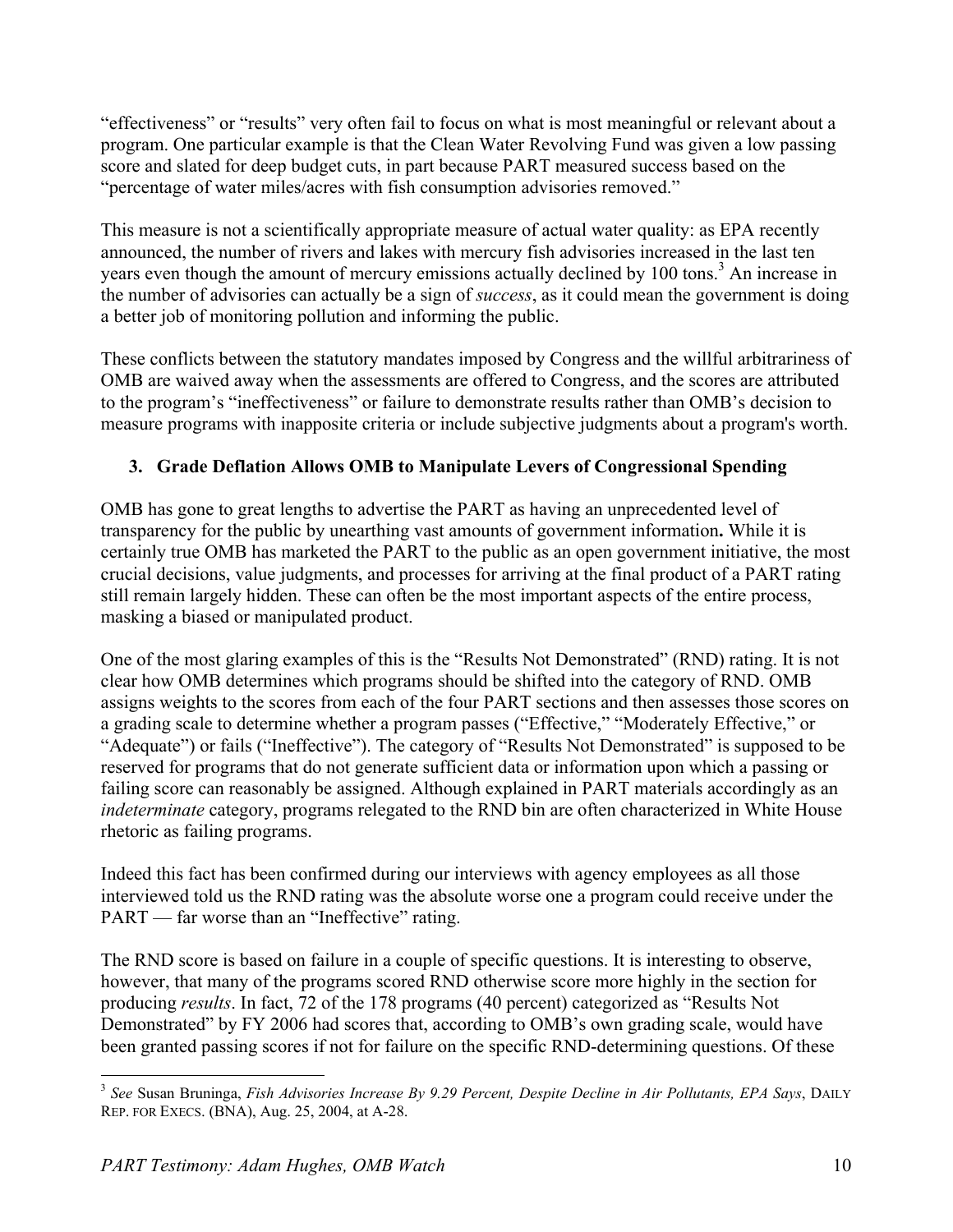"effectiveness" or "results" very often fail to focus on what is most meaningful or relevant about a program. One particular example is that the Clean Water Revolving Fund was given a low passing score and slated for deep budget cuts, in part because PART measured success based on the "percentage of water miles/acres with fish consumption advisories removed."

This measure is not a scientifically appropriate measure of actual water quality: as EPA recently announced, the number of rivers and lakes with mercury fish advisories increased in the last ten years even though the amount of mercury emissions actually declined by 100 tons.[3] An increase in the number of advisories can actually be a sign of *success*, as it could mean the government is doing a better job of monitoring pollution and informing the public.

These conflicts between the statutory mandates imposed by Congress and the willful arbitrariness of OMB are waived away when the assessments are offered to Congress, and the scores are attributed to the program's "ineffectiveness" or failure to demonstrate results rather than OMB's decision to measure programs with inapposite criteria or include subjective judgments about a program's worth.

### 3. Grade Deflation Allows OMB to Manipulate Levers of Congressional Spending

OMB has gone to great lengths to advertise the PART as having an unprecedented level of transparency for the public by unearthing vast amounts of government information**.** While it is certainly true OMB has marketed the PART to the public as an open government initiative, the most crucial decisions, value judgments, and processes for arriving at the final product of a PART rating still remain largely hidden. These can often be the most important aspects of the entire process, masking a biased or manipulated product.

One of the most glaring examples of this is the "Results Not Demonstrated" (RND) rating. It is not clear how OMB determines which programs should be shifted into the category of RND. OMB assigns weights to the scores from each of the four PART sections and then assesses those scores on a grading scale to determine whether a program passes ("Effective," "Moderately Effective," or "Adequate") or fails ("Ineffective"). The category of "Results Not Demonstrated" is supposed to be reserved for programs that do not generate sufficient data or information upon which a passing or failing score can reasonably be assigned. Although explained in PART materials accordingly as an *indeterminate* category, programs relegated to the RND bin are often characterized in White House rhetoric as failing programs.

Indeed this fact has been confirmed during our interviews with agency employees as all those interviewed told us the RND rating was the absolute worse one a program could receive under the PART — far worse than an "Ineffective" rating.

The RND score is based on failure in a couple of specific questions. It is interesting to observe, however, that many of the programs scored RND otherwise score more highly in the section for producing *results*. In fact, 72 of the 178 programs (40 percent) categorized as "Results Not Demonstrated" by FY 2006 had scores that, according to OMB's own grading scale, would have been granted passing scores if not for failure on the specific RND-determining questions. Of these

---

[3] *See* Susan Bruninga, *Fish Advisories Increase By 9.29 Percent, Despite Decline in Air Pollutants, EPA Says*, DAILY REP. FOR EXECS. (BNA), Aug. 25, 2004, at A-28.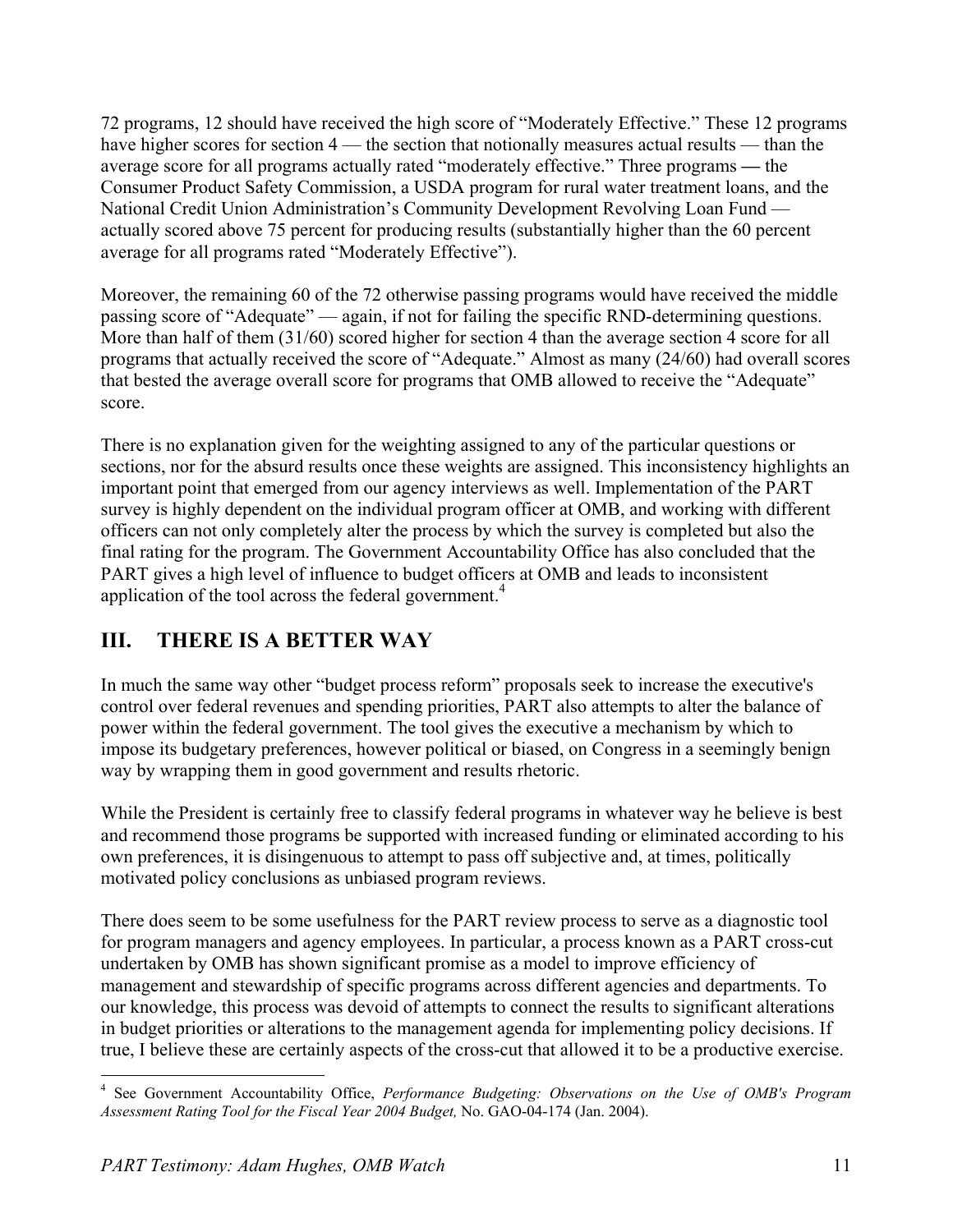72 programs, 12 should have received the high score of "Moderately Effective." These 12 programs have higher scores for section 4 — the section that notionally measures actual results — than the average score for all programs actually rated "moderately effective." Three programs — the Consumer Product Safety Commission, a USDA program for rural water treatment loans, and the National Credit Union Administration's Community Development Revolving Loan Fund — actually scored above 75 percent for producing results (substantially higher than the 60 percent average for all programs rated "Moderately Effective").

Moreover, the remaining 60 of the 72 otherwise passing programs would have received the middle passing score of "Adequate" — again, if not for failing the specific RND-determining questions. More than half of them (31/60) scored higher for section 4 than the average section 4 score for all programs that actually received the score of "Adequate." Almost as many (24/60) had overall scores that bested the average overall score for programs that OMB allowed to receive the "Adequate" score.

There is no explanation given for the weighting assigned to any of the particular questions or sections, nor for the absurd results once these weights are assigned. This inconsistency highlights an important point that emerged from our agency interviews as well. Implementation of the PART survey is highly dependent on the individual program officer at OMB, and working with different officers can not only completely alter the process by which the survey is completed but also the final rating for the program. The Government Accountability Office has also concluded that the PART gives a high level of influence to budget officers at OMB and leads to inconsistent application of the tool across the federal government.[4]

## III. THERE IS A BETTER WAY

In much the same way other "budget process reform" proposals seek to increase the executive's control over federal revenues and spending priorities, PART also attempts to alter the balance of power within the federal government. The tool gives the executive a mechanism by which to impose its budgetary preferences, however political or biased, on Congress in a seemingly benign way by wrapping them in good government and results rhetoric.

While the President is certainly free to classify federal programs in whatever way he believe is best and recommend those programs be supported with increased funding or eliminated according to his own preferences, it is disingenuous to attempt to pass off subjective and, at times, politically motivated policy conclusions as unbiased program reviews.

There does seem to be some usefulness for the PART review process to serve as a diagnostic tool for program managers and agency employees. In particular, a process known as a PART cross-cut undertaken by OMB has shown significant promise as a model to improve efficiency of management and stewardship of specific programs across different agencies and departments. To our knowledge, this process was devoid of attempts to connect the results to significant alterations in budget priorities or alterations to the management agenda for implementing policy decisions. If true, I believe these are certainly aspects of the cross-cut that allowed it to be a productive exercise.

---

[4] See Government Accountability Office, *Performance Budgeting: Observations on the Use of OMB's Program Assessment Rating Tool for the Fiscal Year 2004 Budget,* No. GAO-04-174 (Jan. 2004).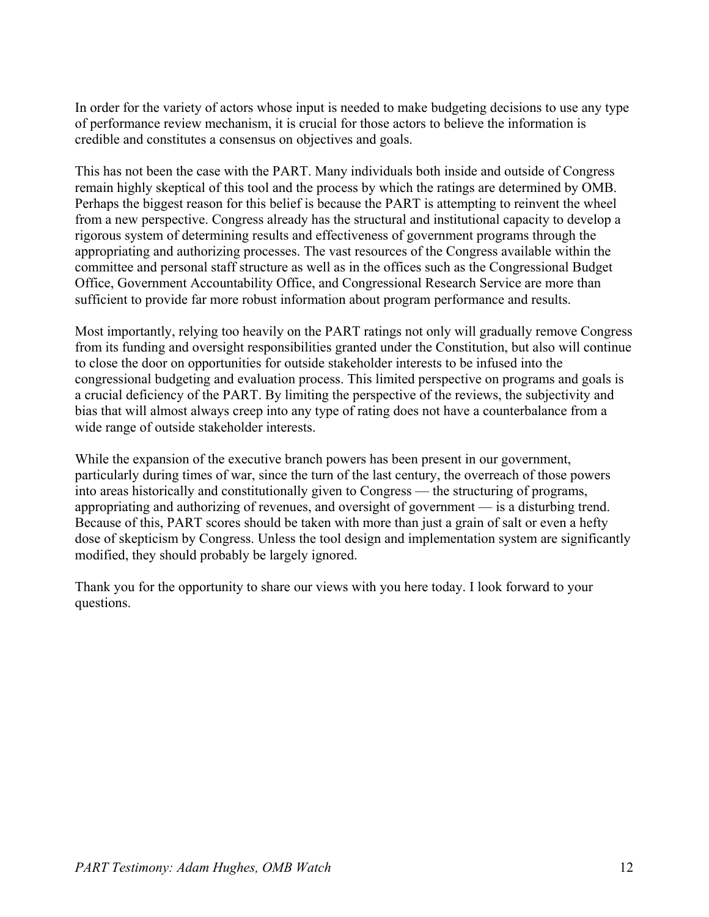In order for the variety of actors whose input is needed to make budgeting decisions to use any type of performance review mechanism, it is crucial for those actors to believe the information is credible and constitutes a consensus on objectives and goals.

This has not been the case with the PART. Many individuals both inside and outside of Congress remain highly skeptical of this tool and the process by which the ratings are determined by OMB. Perhaps the biggest reason for this belief is because the PART is attempting to reinvent the wheel from a new perspective. Congress already has the structural and institutional capacity to develop a rigorous system of determining results and effectiveness of government programs through the appropriating and authorizing processes. The vast resources of the Congress available within the committee and personal staff structure as well as in the offices such as the Congressional Budget Office, Government Accountability Office, and Congressional Research Service are more than sufficient to provide far more robust information about program performance and results.

Most importantly, relying too heavily on the PART ratings not only will gradually remove Congress from its funding and oversight responsibilities granted under the Constitution, but also will continue to close the door on opportunities for outside stakeholder interests to be infused into the congressional budgeting and evaluation process. This limited perspective on programs and goals is a crucial deficiency of the PART. By limiting the perspective of the reviews, the subjectivity and bias that will almost always creep into any type of rating does not have a counterbalance from a wide range of outside stakeholder interests.

While the expansion of the executive branch powers has been present in our government, particularly during times of war, since the turn of the last century, the overreach of those powers into areas historically and constitutionally given to Congress — the structuring of programs, appropriating and authorizing of revenues, and oversight of government — is a disturbing trend. Because of this, PART scores should be taken with more than just a grain of salt or even a hefty dose of skepticism by Congress. Unless the tool design and implementation system are significantly modified, they should probably be largely ignored.

Thank you for the opportunity to share our views with you here today. I look forward to your questions.